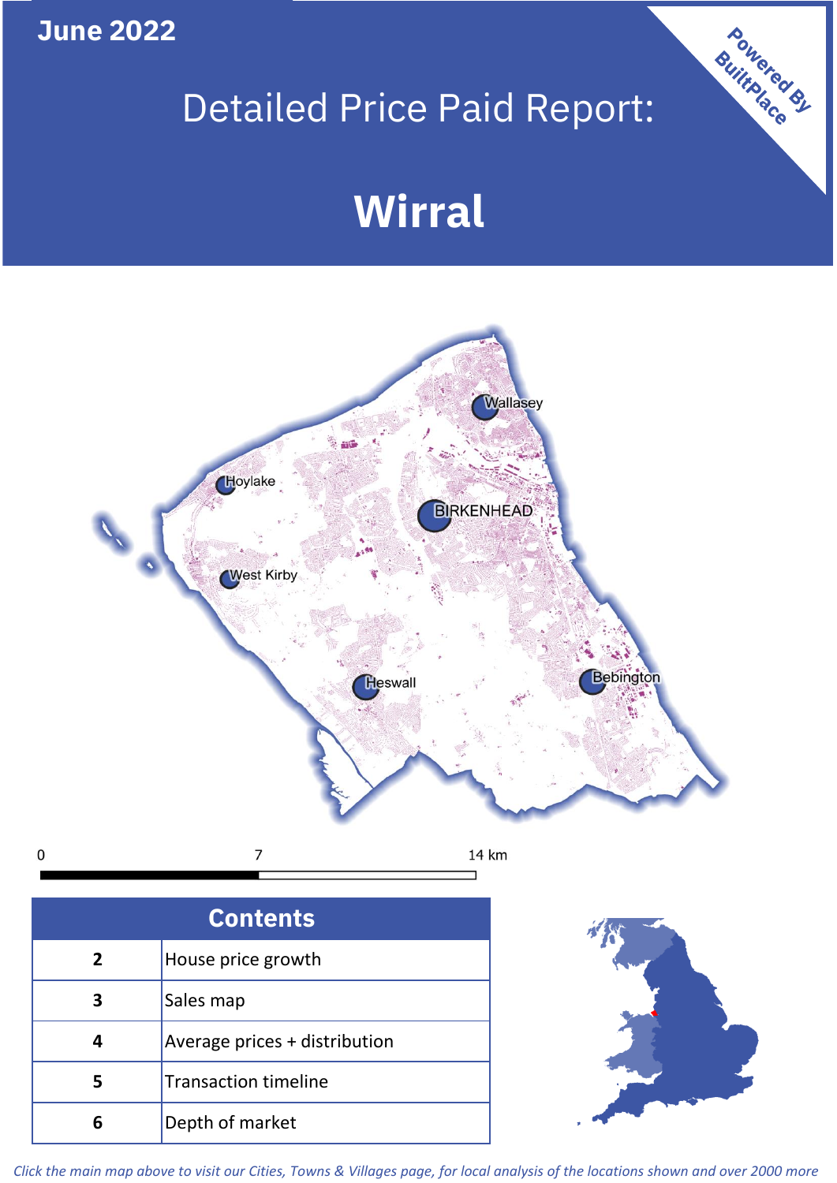June 2022

# Detailed Price Paid Report:

# Wirral

Powered By BuiltPlace

## Contents

| | |
|---|---|
| 2 | House price growth |
| 3 | Sales map |
| 4 | Average prices + distribution |
| 5 | Transaction timeline |
| 6 | Depth of market |

*Click the main map above to visit our Cities, Towns & Villages page, for local analysis of the locations shown and over 2000 more*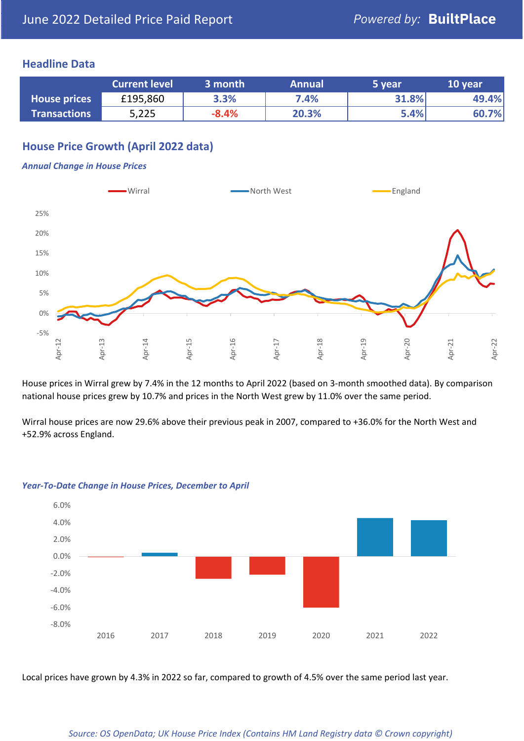June 2022 Detailed Price Paid Report

Powered by: **BuiltPlace**

## Headline Data

| | Current level | 3 month | Annual | 5 year | 10 year |
|---|---|---|---|---|---|
| **House prices** | £195,860 | 3.3% | 7.4% | 31.8% | 49.4% |
| **Transactions** | 5,225 | -8.4% | 20.3% | 5.4% | 60.7% |

## House Price Growth (April 2022 data)

### *Annual Change in House Prices*

House prices in Wirral grew by 7.4% in the 12 months to April 2022 (based on 3-month smoothed data). By comparison national house prices grew by 10.7% and prices in the North West grew by 11.0% over the same period.

Wirral house prices are now 29.6% above their previous peak in 2007, compared to +36.0% for the North West and +52.9% across England.

### *Year-To-Date Change in House Prices, December to April*

Local prices have grown by 4.3% in 2022 so far, compared to growth of 4.5% over the same period last year.

*Source: OS OpenData; UK House Price Index (Contains HM Land Registry data © Crown copyright)*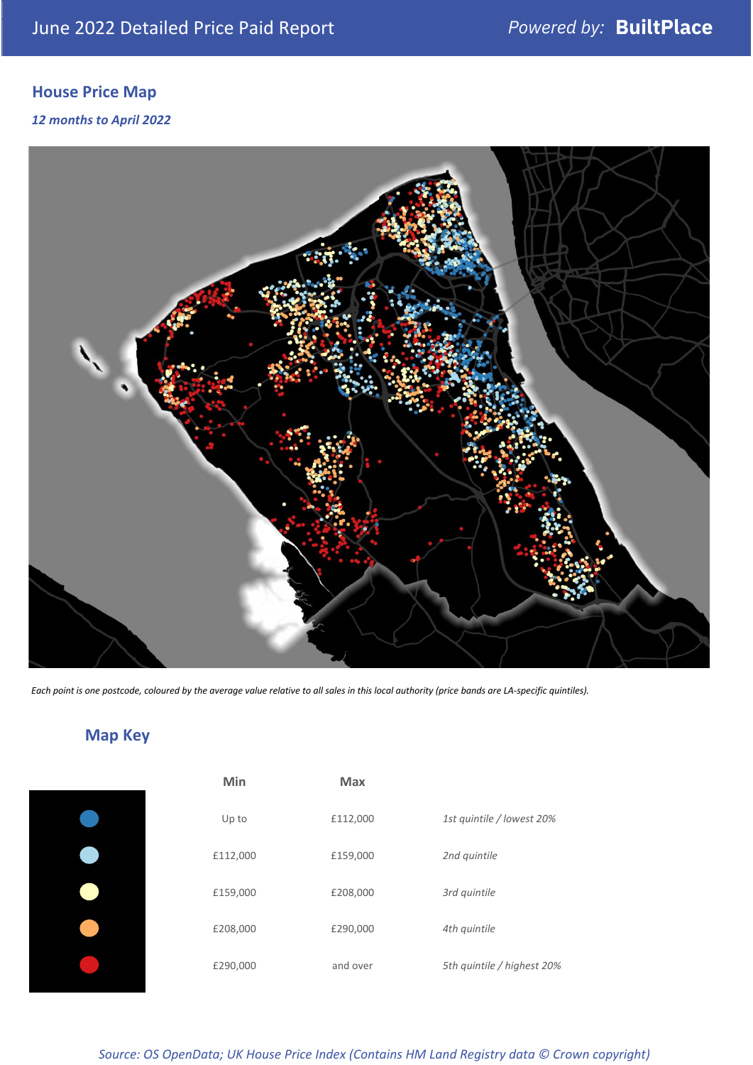## House Price Map

*12 months to April 2022*

*Each point is one postcode, coloured by the average value relative to all sales in this local authority (price bands are LA-specific quintiles).*

## Map Key

| | Min | Max | |
|---|---|---|---|
| | Up to | £112,000 | *1st quintile / lowest 20%* |
| | £112,000 | £159,000 | *2nd quintile* |
| | £159,000 | £208,000 | *3rd quintile* |
| | £208,000 | £290,000 | *4th quintile* |
| | £290,000 | and over | *5th quintile / highest 20%* |

*Source: OS OpenData; UK House Price Index (Contains HM Land Registry data © Crown copyright)*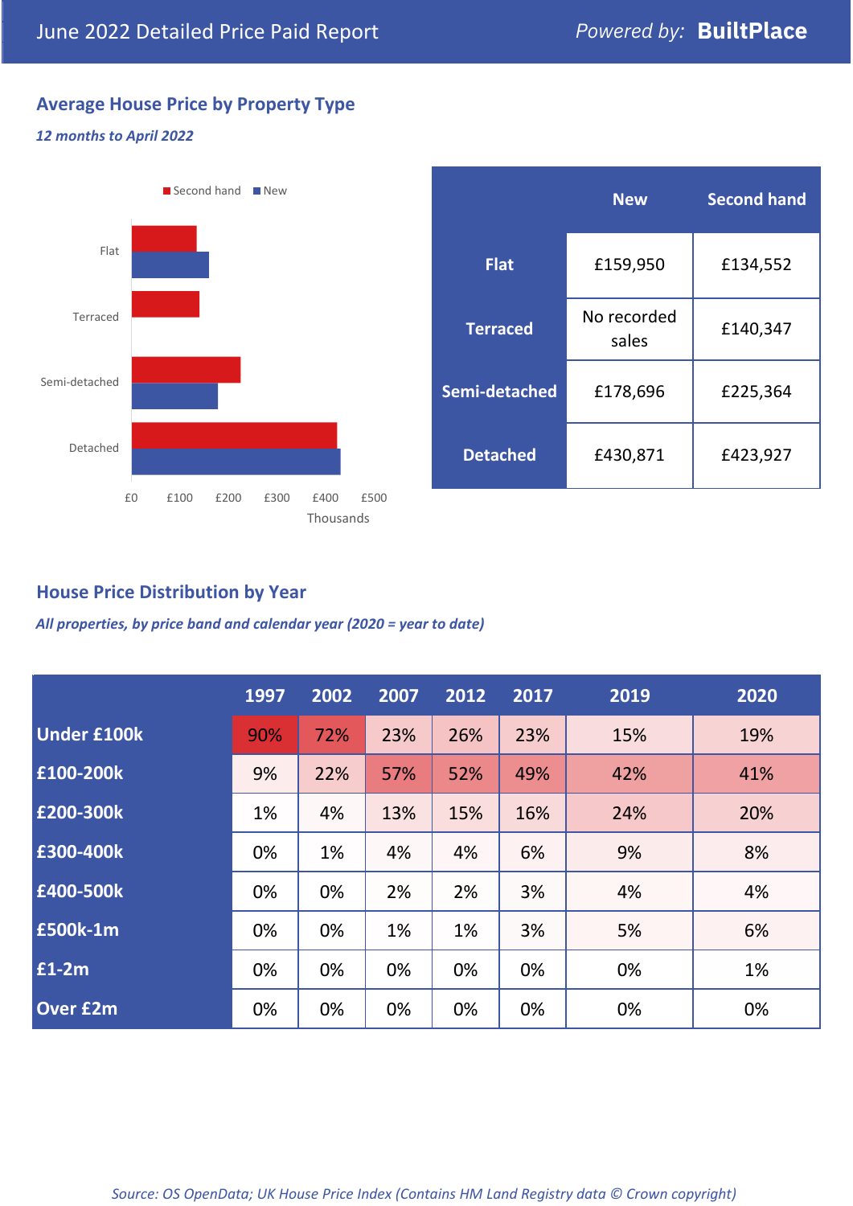## Average House Price by Property Type

*12 months to April 2022*

| | New | Second hand |
|---|---|---|
| **Flat** | £159,950 | £134,552 |
| **Terraced** | No recorded sales | £140,347 |
| **Semi-detached** | £178,696 | £225,364 |
| **Detached** | £430,871 | £423,927 |

## House Price Distribution by Year

*All properties, by price band and calendar year (2020 = year to date)*

| | 1997 | 2002 | 2007 | 2012 | 2017 | 2019 | 2020 |
|---|---|---|---|---|---|---|---|
| **Under £100k** | 90% | 72% | 23% | 26% | 23% | 15% | 19% |
| **£100-200k** | 9% | 22% | 57% | 52% | 49% | 42% | 41% |
| **£200-300k** | 1% | 4% | 13% | 15% | 16% | 24% | 20% |
| **£300-400k** | 0% | 1% | 4% | 4% | 6% | 9% | 8% |
| **£400-500k** | 0% | 0% | 2% | 2% | 3% | 4% | 4% |
| **£500k-1m** | 0% | 0% | 1% | 1% | 3% | 5% | 6% |
| **£1-2m** | 0% | 0% | 0% | 0% | 0% | 0% | 1% |
| **Over £2m** | 0% | 0% | 0% | 0% | 0% | 0% | 0% |

*Source: OS OpenData; UK House Price Index (Contains HM Land Registry data © Crown copyright)*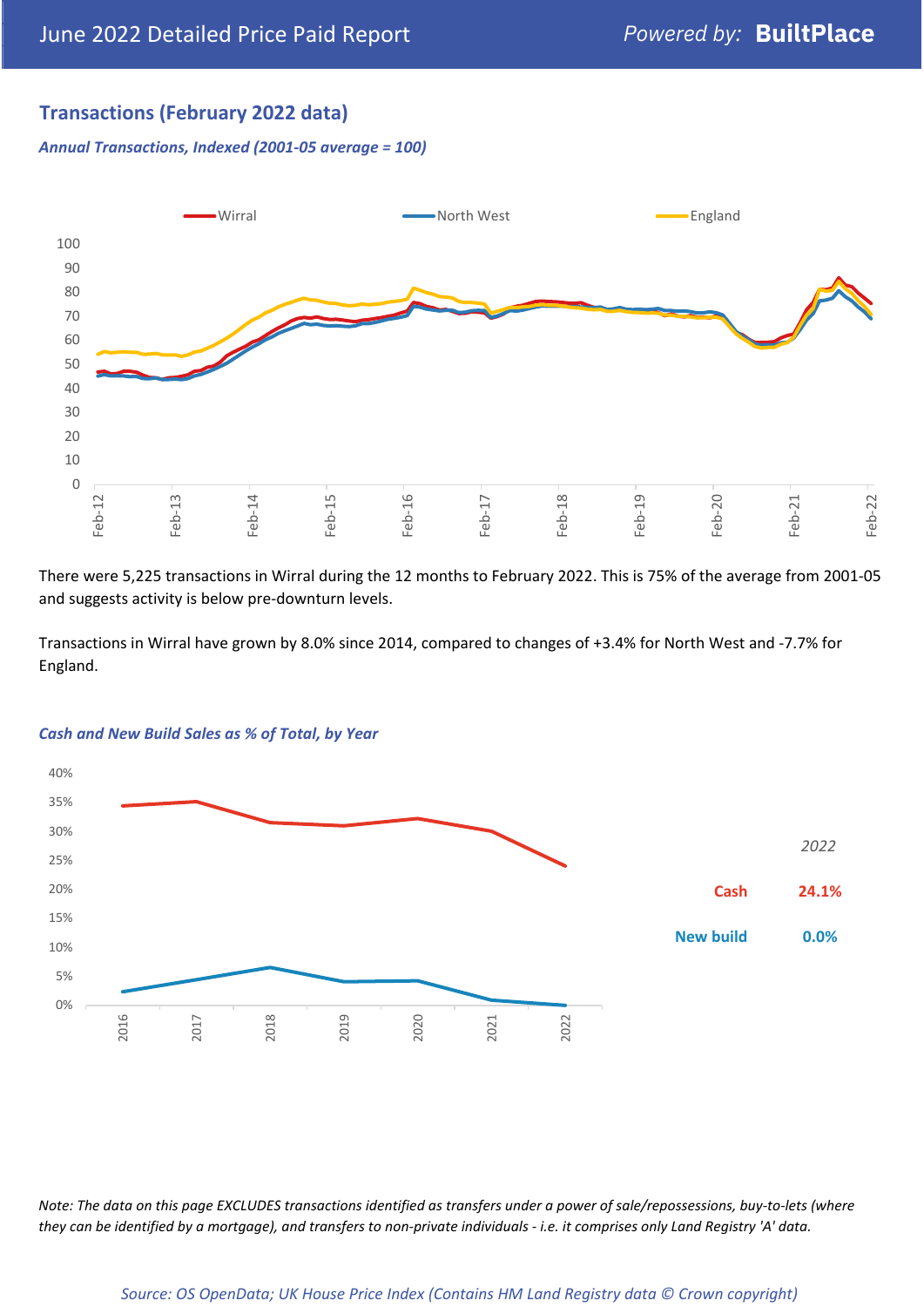## Transactions (February 2022 data)

*Annual Transactions, Indexed (2001-05 average = 100)*

There were 5,225 transactions in Wirral during the 12 months to February 2022. This is 75% of the average from 2001-05 and suggests activity is below pre-downturn levels.

Transactions in Wirral have grown by 8.0% since 2014, compared to changes of +3.4% for North West and -7.7% for England.

*Cash and New Build Sales as % of Total, by Year*

| 2022 | |
|---|---|
| Cash | 24.1% |
| New build | 0.0% |

*Note: The data on this page EXCLUDES transactions identified as transfers under a power of sale/repossessions, buy-to-lets (where they can be identified by a mortgage), and transfers to non-private individuals - i.e. it comprises only Land Registry 'A' data.*

*Source: OS OpenData; UK House Price Index (Contains HM Land Registry data © Crown copyright)*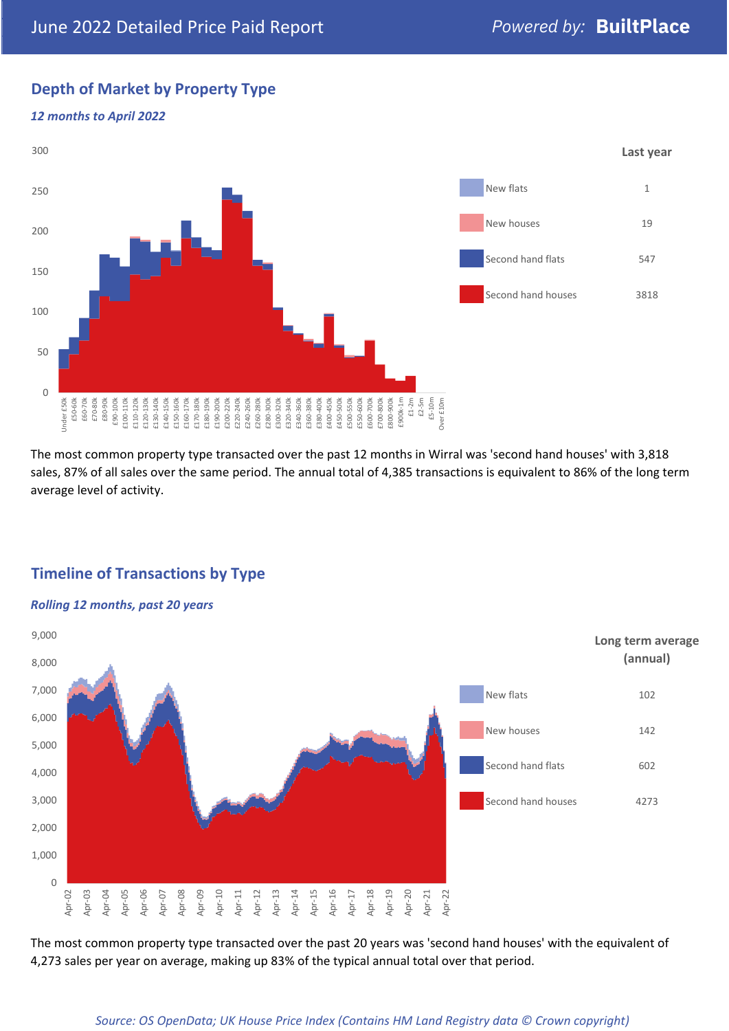June 2022 Detailed Price Paid Report

*Powered by:* **BuiltPlace**

## Depth of Market by Property Type

*12 months to April 2022*

300
250
200
150
100
50
0

Under £50k, £50-60k, £60-70k, £70-80k, £80-90k, £90-100k, £100-110k, £110-120k, £120-130k, £130-140k, £140-150k, £150-160k, £160-170k, £170-180k, £180-190k, £190-200k, £200-220k, £220-240k, £240-260k, £260-280k, £280-300k, £300-320k, £320-340k, £340-360k, £360-380k, £380-400k, £400-450k, £450-500k, £500-550k, £550-600k, £600-700k, £700-800k, £800-900k, £900k-1m, £1-2m, £2-5m, £5-10m, Over £10m

Last year

New flats 1
New houses 19
Second hand flats 547
Second hand houses 3818

The most common property type transacted over the past 12 months in Wirral was 'second hand houses' with 3,818 sales, 87% of all sales over the same period. The annual total of 4,385 transactions is equivalent to 86% of the long term average level of activity.

## Timeline of Transactions by Type

*Rolling 12 months, past 20 years*

9,000
8,000
7,000
6,000
5,000
4,000
3,000
2,000
1,000
0

Apr-02, Apr-03, Apr-04, Apr-05, Apr-06, Apr-07, Apr-08, Apr-09, Apr-10, Apr-11, Apr-12, Apr-13, Apr-14, Apr-15, Apr-16, Apr-17, Apr-18, Apr-19, Apr-20, Apr-21, Apr-22

Long term average (annual)

New flats 102
New houses 142
Second hand flats 602
Second hand houses 4273

The most common property type transacted over the past 20 years was 'second hand houses' with the equivalent of 4,273 sales per year on average, making up 83% of the typical annual total over that period.

*Source: OS OpenData; UK House Price Index (Contains HM Land Registry data © Crown copyright)*